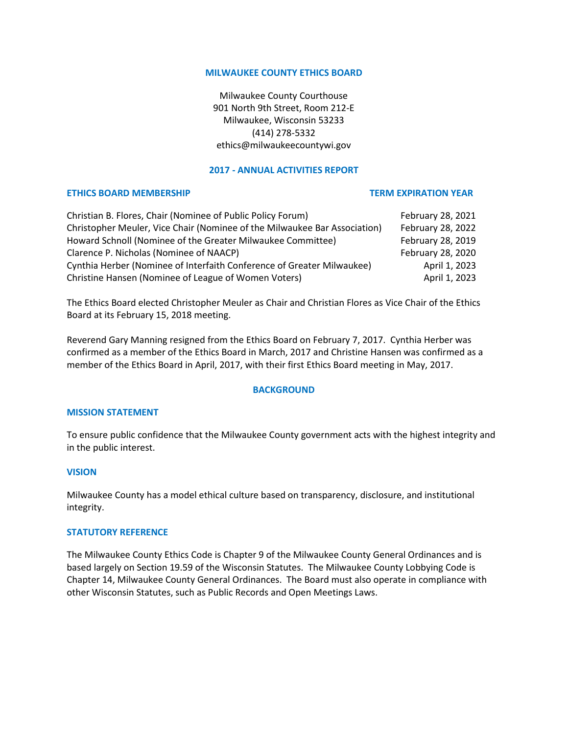# MILWAUKEE COUNTY ETHICS BOARD

Milwaukee County Courthouse
901 North 9th Street, Room 212-E
Milwaukee, Wisconsin 53233
(414) 278-5332
ethics@milwaukeecountywi.gov

## 2017 - ANNUAL ACTIVITIES REPORT

| ETHICS BOARD MEMBERSHIP | TERM EXPIRATION YEAR |
|---|---|
| Christian B. Flores, Chair (Nominee of Public Policy Forum) | February 28, 2021 |
| Christopher Meuler, Vice Chair (Nominee of the Milwaukee Bar Association) | February 28, 2022 |
| Howard Schnoll (Nominee of the Greater Milwaukee Committee) | February 28, 2019 |
| Clarence P. Nicholas (Nominee of NAACP) | February 28, 2020 |
| Cynthia Herber (Nominee of Interfaith Conference of Greater Milwaukee) | April 1, 2023 |
| Christine Hansen (Nominee of League of Women Voters) | April 1, 2023 |

The Ethics Board elected Christopher Meuler as Chair and Christian Flores as Vice Chair of the Ethics Board at its February 15, 2018 meeting.

Reverend Gary Manning resigned from the Ethics Board on February 7, 2017. Cynthia Herber was confirmed as a member of the Ethics Board in March, 2017 and Christine Hansen was confirmed as a member of the Ethics Board in April, 2017, with their first Ethics Board meeting in May, 2017.

## BACKGROUND

### MISSION STATEMENT

To ensure public confidence that the Milwaukee County government acts with the highest integrity and in the public interest.

### VISION

Milwaukee County has a model ethical culture based on transparency, disclosure, and institutional integrity.

### STATUTORY REFERENCE

The Milwaukee County Ethics Code is Chapter 9 of the Milwaukee County General Ordinances and is based largely on Section 19.59 of the Wisconsin Statutes. The Milwaukee County Lobbying Code is Chapter 14, Milwaukee County General Ordinances. The Board must also operate in compliance with other Wisconsin Statutes, such as Public Records and Open Meetings Laws.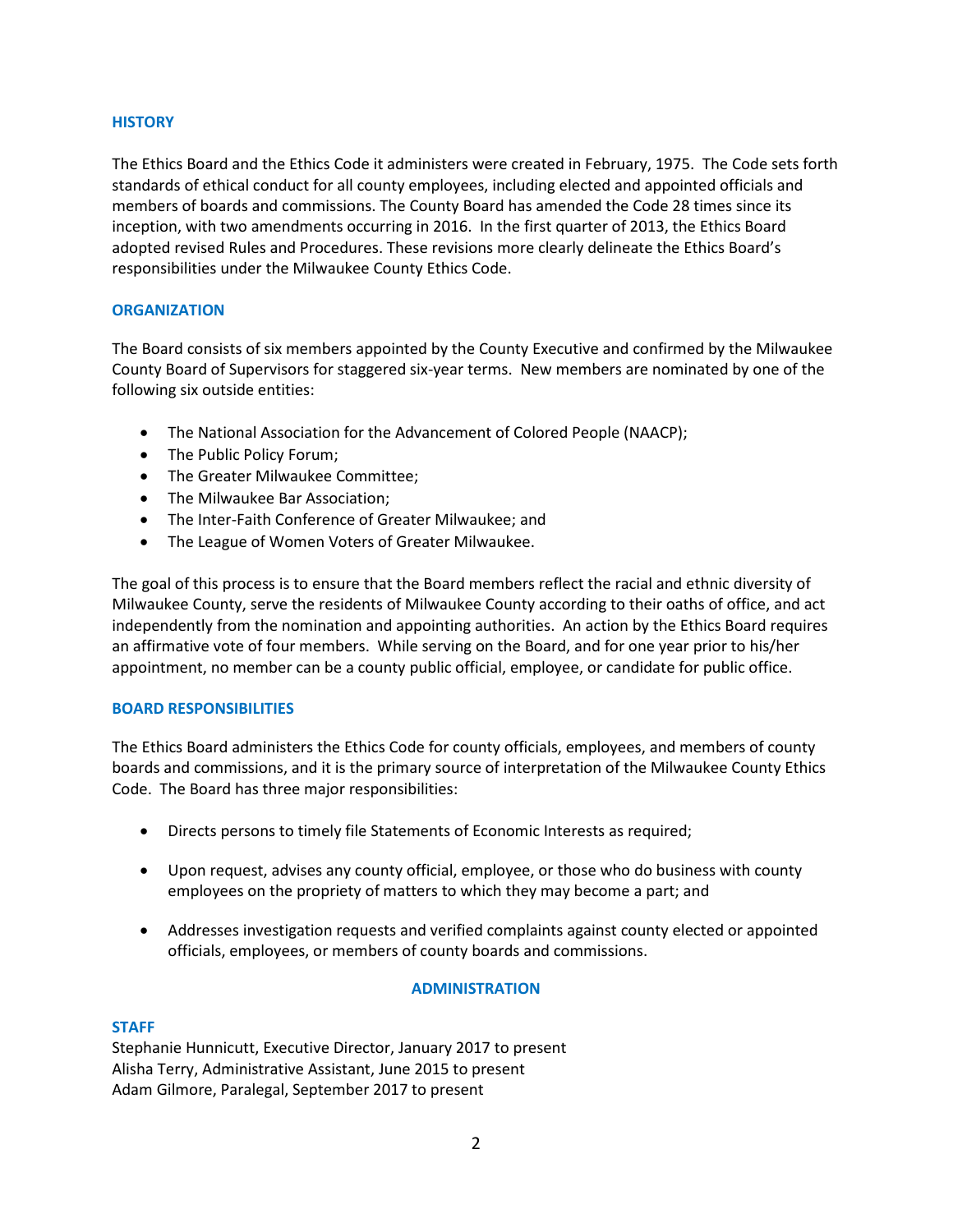## HISTORY

The Ethics Board and the Ethics Code it administers were created in February, 1975. The Code sets forth standards of ethical conduct for all county employees, including elected and appointed officials and members of boards and commissions. The County Board has amended the Code 28 times since its inception, with two amendments occurring in 2016. In the first quarter of 2013, the Ethics Board adopted revised Rules and Procedures. These revisions more clearly delineate the Ethics Board's responsibilities under the Milwaukee County Ethics Code.

## ORGANIZATION

The Board consists of six members appointed by the County Executive and confirmed by the Milwaukee County Board of Supervisors for staggered six-year terms. New members are nominated by one of the following six outside entities:

- The National Association for the Advancement of Colored People (NAACP);
- The Public Policy Forum;
- The Greater Milwaukee Committee;
- The Milwaukee Bar Association;
- The Inter-Faith Conference of Greater Milwaukee; and
- The League of Women Voters of Greater Milwaukee.

The goal of this process is to ensure that the Board members reflect the racial and ethnic diversity of Milwaukee County, serve the residents of Milwaukee County according to their oaths of office, and act independently from the nomination and appointing authorities. An action by the Ethics Board requires an affirmative vote of four members. While serving on the Board, and for one year prior to his/her appointment, no member can be a county public official, employee, or candidate for public office.

## BOARD RESPONSIBILITIES

The Ethics Board administers the Ethics Code for county officials, employees, and members of county boards and commissions, and it is the primary source of interpretation of the Milwaukee County Ethics Code. The Board has three major responsibilities:

- Directs persons to timely file Statements of Economic Interests as required;
- Upon request, advises any county official, employee, or those who do business with county employees on the propriety of matters to which they may become a part; and
- Addresses investigation requests and verified complaints against county elected or appointed officials, employees, or members of county boards and commissions.

## ADMINISTRATION

### STAFF

Stephanie Hunnicutt, Executive Director, January 2017 to present
Alisha Terry, Administrative Assistant, June 2015 to present
Adam Gilmore, Paralegal, September 2017 to present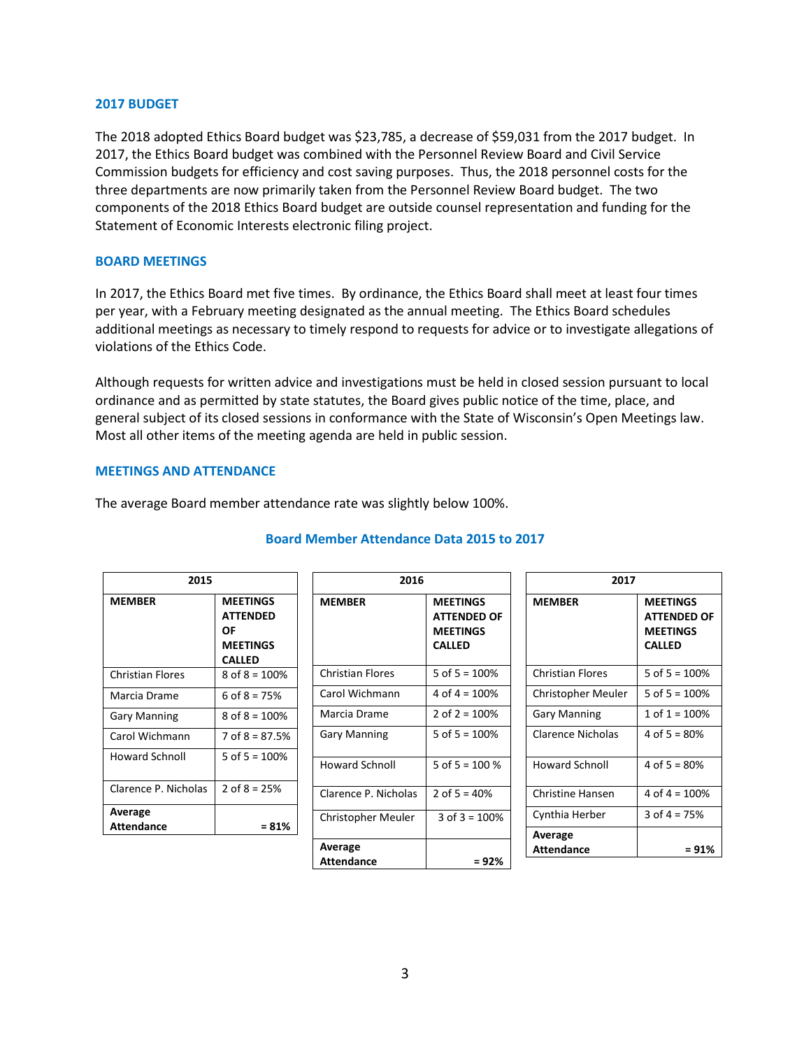## 2017 BUDGET

The 2018 adopted Ethics Board budget was $23,785, a decrease of $59,031 from the 2017 budget. In 2017, the Ethics Board budget was combined with the Personnel Review Board and Civil Service Commission budgets for efficiency and cost saving purposes. Thus, the 2018 personnel costs for the three departments are now primarily taken from the Personnel Review Board budget. The two components of the 2018 Ethics Board budget are outside counsel representation and funding for the Statement of Economic Interests electronic filing project.

## BOARD MEETINGS

In 2017, the Ethics Board met five times. By ordinance, the Ethics Board shall meet at least four times per year, with a February meeting designated as the annual meeting. The Ethics Board schedules additional meetings as necessary to timely respond to requests for advice or to investigate allegations of violations of the Ethics Code.

Although requests for written advice and investigations must be held in closed session pursuant to local ordinance and as permitted by state statutes, the Board gives public notice of the time, place, and general subject of its closed sessions in conformance with the State of Wisconsin's Open Meetings law. Most all other items of the meeting agenda are held in public session.

## MEETINGS AND ATTENDANCE

The average Board member attendance rate was slightly below 100%.

### Board Member Attendance Data 2015 to 2017

| 2015 | |
|---|---|
| **MEMBER** | **MEETINGS ATTENDED OF MEETINGS CALLED** |
| Christian Flores | 8 of 8 = 100% |
| Marcia Drame | 6 of 8 = 75% |
| Gary Manning | 8 of 8 = 100% |
| Carol Wichmann | 7 of 8 = 87.5% |
| Howard Schnoll | 5 of 5 = 100% |
| Clarence P. Nicholas | 2 of 8 = 25% |
| **Average Attendance** | **= 81%** |

| 2016 | |
|---|---|
| **MEMBER** | **MEETINGS ATTENDED OF MEETINGS CALLED** |
| Christian Flores | 5 of 5 = 100% |
| Carol Wichmann | 4 of 4 = 100% |
| Marcia Drame | 2 of 2 = 100% |
| Gary Manning | 5 of 5 = 100% |
| Howard Schnoll | 5 of 5 = 100 % |
| Clarence P. Nicholas | 2 of 5 = 40% |
| Christopher Meuler | 3 of 3 = 100% |
| **Average Attendance** | **= 92%** |

| 2017 | |
|---|---|
| **MEMBER** | **MEETINGS ATTENDED OF MEETINGS CALLED** |
| Christian Flores | 5 of 5 = 100% |
| Christopher Meuler | 5 of 5 = 100% |
| Gary Manning | 1 of 1 = 100% |
| Clarence Nicholas | 4 of 5 = 80% |
| Howard Schnoll | 4 of 5 = 80% |
| Christine Hansen | 4 of 4 = 100% |
| Cynthia Herber | 3 of 4 = 75% |
| **Average Attendance** | **= 91%** |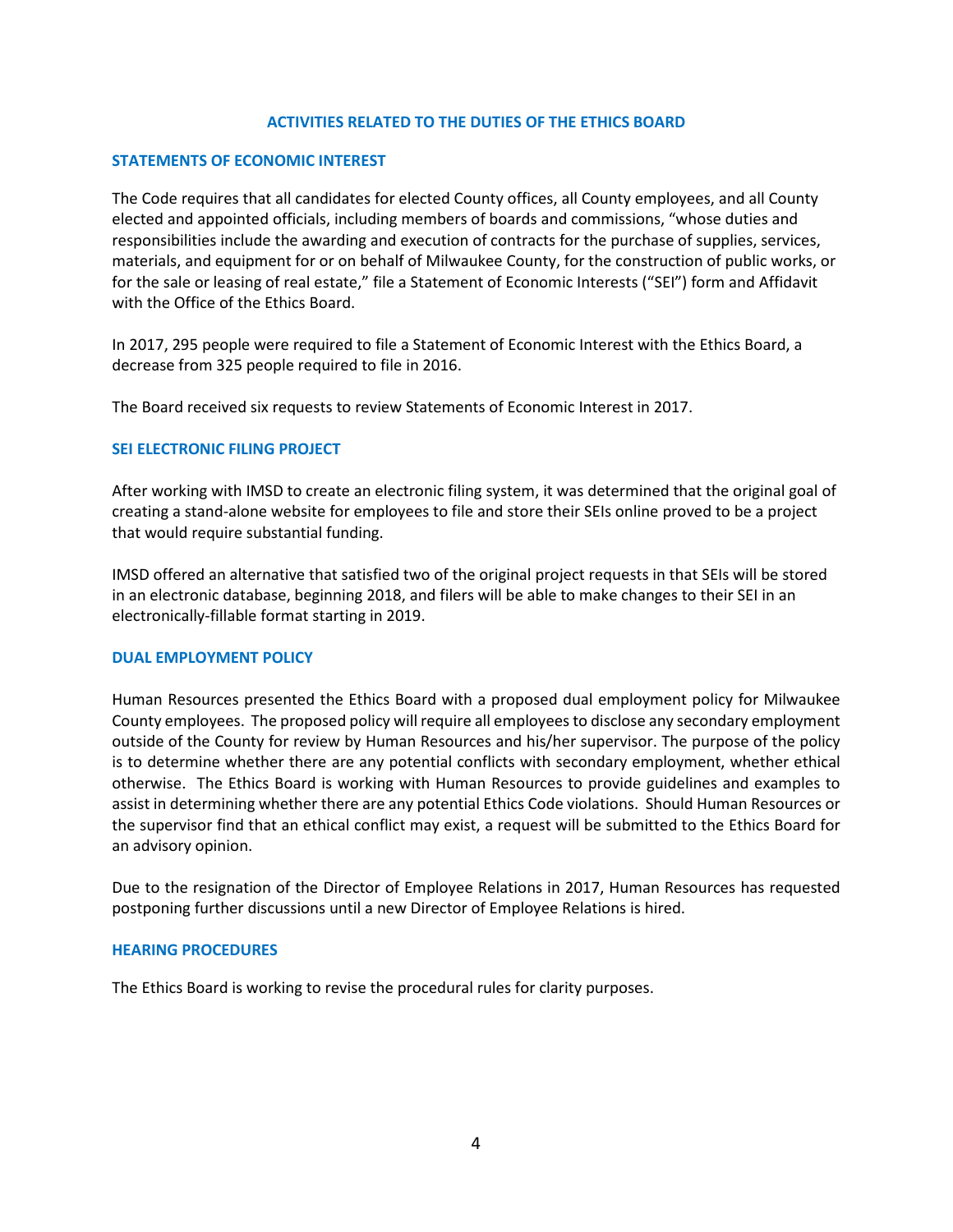## ACTIVITIES RELATED TO THE DUTIES OF THE ETHICS BOARD

### STATEMENTS OF ECONOMIC INTEREST

The Code requires that all candidates for elected County offices, all County employees, and all County elected and appointed officials, including members of boards and commissions, "whose duties and responsibilities include the awarding and execution of contracts for the purchase of supplies, services, materials, and equipment for or on behalf of Milwaukee County, for the construction of public works, or for the sale or leasing of real estate," file a Statement of Economic Interests ("SEI") form and Affidavit with the Office of the Ethics Board.

In 2017, 295 people were required to file a Statement of Economic Interest with the Ethics Board, a decrease from 325 people required to file in 2016.

The Board received six requests to review Statements of Economic Interest in 2017.

### SEI ELECTRONIC FILING PROJECT

After working with IMSD to create an electronic filing system, it was determined that the original goal of creating a stand-alone website for employees to file and store their SEIs online proved to be a project that would require substantial funding.

IMSD offered an alternative that satisfied two of the original project requests in that SEIs will be stored in an electronic database, beginning 2018, and filers will be able to make changes to their SEI in an electronically-fillable format starting in 2019.

### DUAL EMPLOYMENT POLICY

Human Resources presented the Ethics Board with a proposed dual employment policy for Milwaukee County employees. The proposed policy will require all employees to disclose any secondary employment outside of the County for review by Human Resources and his/her supervisor. The purpose of the policy is to determine whether there are any potential conflicts with secondary employment, whether ethical otherwise. The Ethics Board is working with Human Resources to provide guidelines and examples to assist in determining whether there are any potential Ethics Code violations. Should Human Resources or the supervisor find that an ethical conflict may exist, a request will be submitted to the Ethics Board for an advisory opinion.

Due to the resignation of the Director of Employee Relations in 2017, Human Resources has requested postponing further discussions until a new Director of Employee Relations is hired.

### HEARING PROCEDURES

The Ethics Board is working to revise the procedural rules for clarity purposes.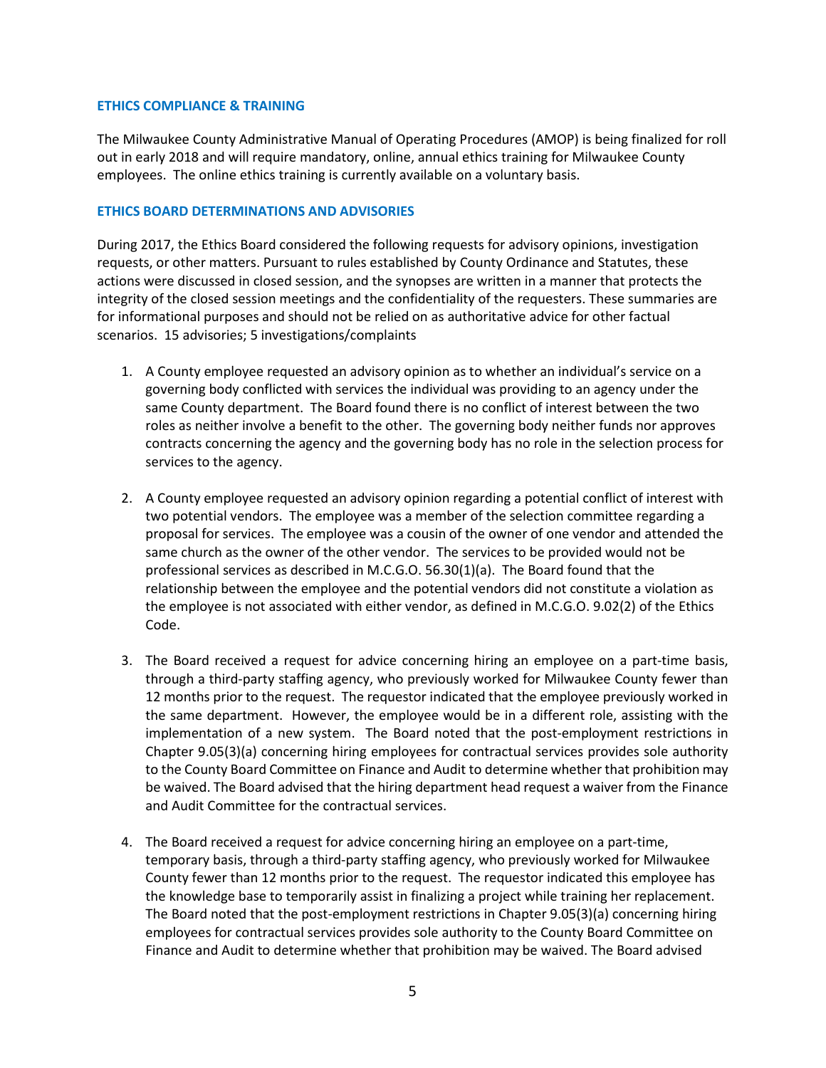## ETHICS COMPLIANCE & TRAINING

The Milwaukee County Administrative Manual of Operating Procedures (AMOP) is being finalized for roll out in early 2018 and will require mandatory, online, annual ethics training for Milwaukee County employees. The online ethics training is currently available on a voluntary basis.

## ETHICS BOARD DETERMINATIONS AND ADVISORIES

During 2017, the Ethics Board considered the following requests for advisory opinions, investigation requests, or other matters. Pursuant to rules established by County Ordinance and Statutes, these actions were discussed in closed session, and the synopses are written in a manner that protects the integrity of the closed session meetings and the confidentiality of the requesters. These summaries are for informational purposes and should not be relied on as authoritative advice for other factual scenarios. 15 advisories; 5 investigations/complaints

1. A County employee requested an advisory opinion as to whether an individual's service on a governing body conflicted with services the individual was providing to an agency under the same County department. The Board found there is no conflict of interest between the two roles as neither involve a benefit to the other. The governing body neither funds nor approves contracts concerning the agency and the governing body has no role in the selection process for services to the agency.

2. A County employee requested an advisory opinion regarding a potential conflict of interest with two potential vendors. The employee was a member of the selection committee regarding a proposal for services. The employee was a cousin of the owner of one vendor and attended the same church as the owner of the other vendor. The services to be provided would not be professional services as described in M.C.G.O. 56.30(1)(a). The Board found that the relationship between the employee and the potential vendors did not constitute a violation as the employee is not associated with either vendor, as defined in M.C.G.O. 9.02(2) of the Ethics Code.

3. The Board received a request for advice concerning hiring an employee on a part-time basis, through a third-party staffing agency, who previously worked for Milwaukee County fewer than 12 months prior to the request. The requestor indicated that the employee previously worked in the same department. However, the employee would be in a different role, assisting with the implementation of a new system. The Board noted that the post-employment restrictions in Chapter 9.05(3)(a) concerning hiring employees for contractual services provides sole authority to the County Board Committee on Finance and Audit to determine whether that prohibition may be waived. The Board advised that the hiring department head request a waiver from the Finance and Audit Committee for the contractual services.

4. The Board received a request for advice concerning hiring an employee on a part-time, temporary basis, through a third-party staffing agency, who previously worked for Milwaukee County fewer than 12 months prior to the request. The requestor indicated this employee has the knowledge base to temporarily assist in finalizing a project while training her replacement. The Board noted that the post-employment restrictions in Chapter 9.05(3)(a) concerning hiring employees for contractual services provides sole authority to the County Board Committee on Finance and Audit to determine whether that prohibition may be waived. The Board advised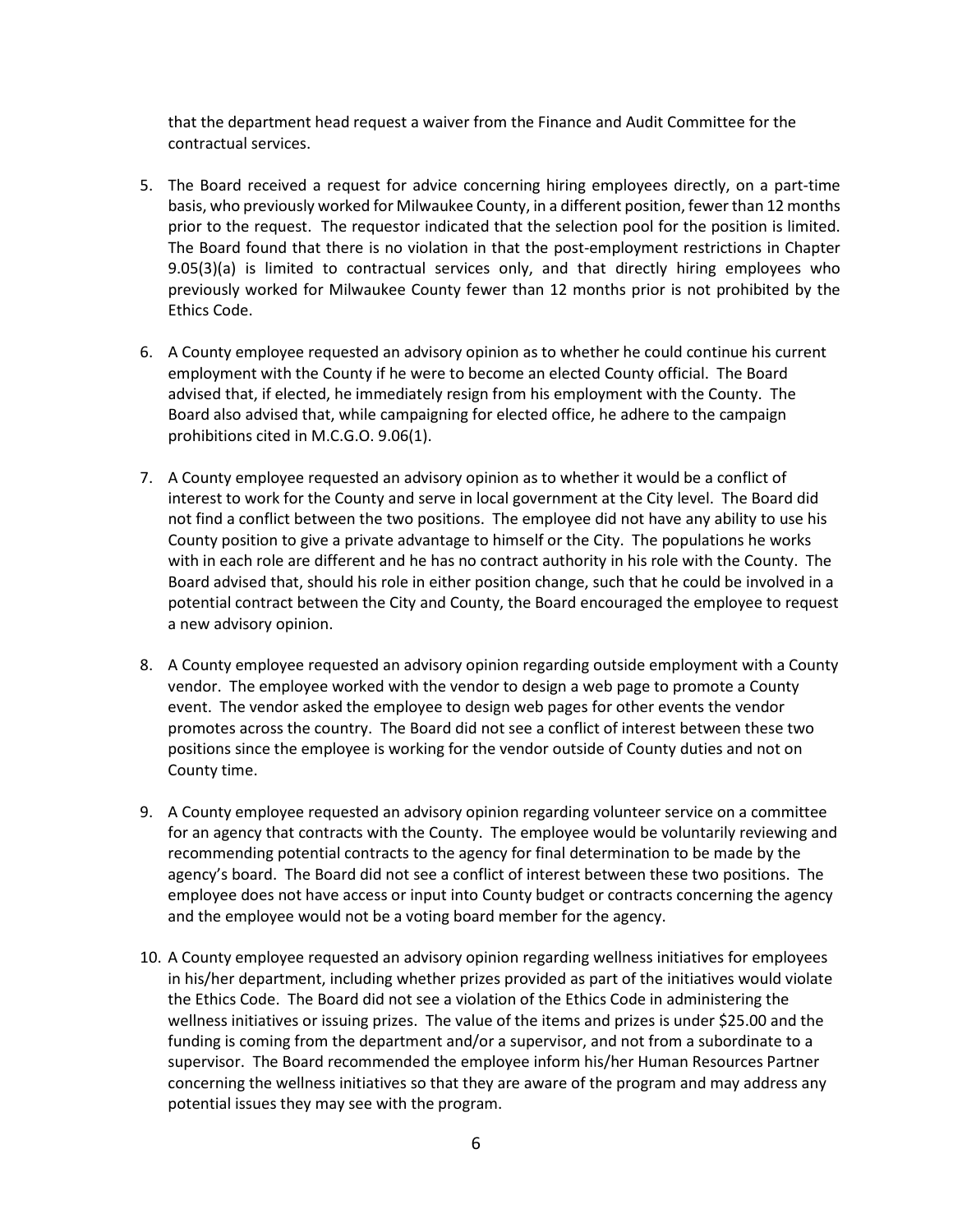that the department head request a waiver from the Finance and Audit Committee for the contractual services.

5. The Board received a request for advice concerning hiring employees directly, on a part-time basis, who previously worked for Milwaukee County, in a different position, fewer than 12 months prior to the request. The requestor indicated that the selection pool for the position is limited. The Board found that there is no violation in that the post-employment restrictions in Chapter 9.05(3)(a) is limited to contractual services only, and that directly hiring employees who previously worked for Milwaukee County fewer than 12 months prior is not prohibited by the Ethics Code.

6. A County employee requested an advisory opinion as to whether he could continue his current employment with the County if he were to become an elected County official. The Board advised that, if elected, he immediately resign from his employment with the County. The Board also advised that, while campaigning for elected office, he adhere to the campaign prohibitions cited in M.C.G.O. 9.06(1).

7. A County employee requested an advisory opinion as to whether it would be a conflict of interest to work for the County and serve in local government at the City level. The Board did not find a conflict between the two positions. The employee did not have any ability to use his County position to give a private advantage to himself or the City. The populations he works with in each role are different and he has no contract authority in his role with the County. The Board advised that, should his role in either position change, such that he could be involved in a potential contract between the City and County, the Board encouraged the employee to request a new advisory opinion.

8. A County employee requested an advisory opinion regarding outside employment with a County vendor. The employee worked with the vendor to design a web page to promote a County event. The vendor asked the employee to design web pages for other events the vendor promotes across the country. The Board did not see a conflict of interest between these two positions since the employee is working for the vendor outside of County duties and not on County time.

9. A County employee requested an advisory opinion regarding volunteer service on a committee for an agency that contracts with the County. The employee would be voluntarily reviewing and recommending potential contracts to the agency for final determination to be made by the agency's board. The Board did not see a conflict of interest between these two positions. The employee does not have access or input into County budget or contracts concerning the agency and the employee would not be a voting board member for the agency.

10. A County employee requested an advisory opinion regarding wellness initiatives for employees in his/her department, including whether prizes provided as part of the initiatives would violate the Ethics Code. The Board did not see a violation of the Ethics Code in administering the wellness initiatives or issuing prizes. The value of the items and prizes is under $25.00 and the funding is coming from the department and/or a supervisor, and not from a subordinate to a supervisor. The Board recommended the employee inform his/her Human Resources Partner concerning the wellness initiatives so that they are aware of the program and may address any potential issues they may see with the program.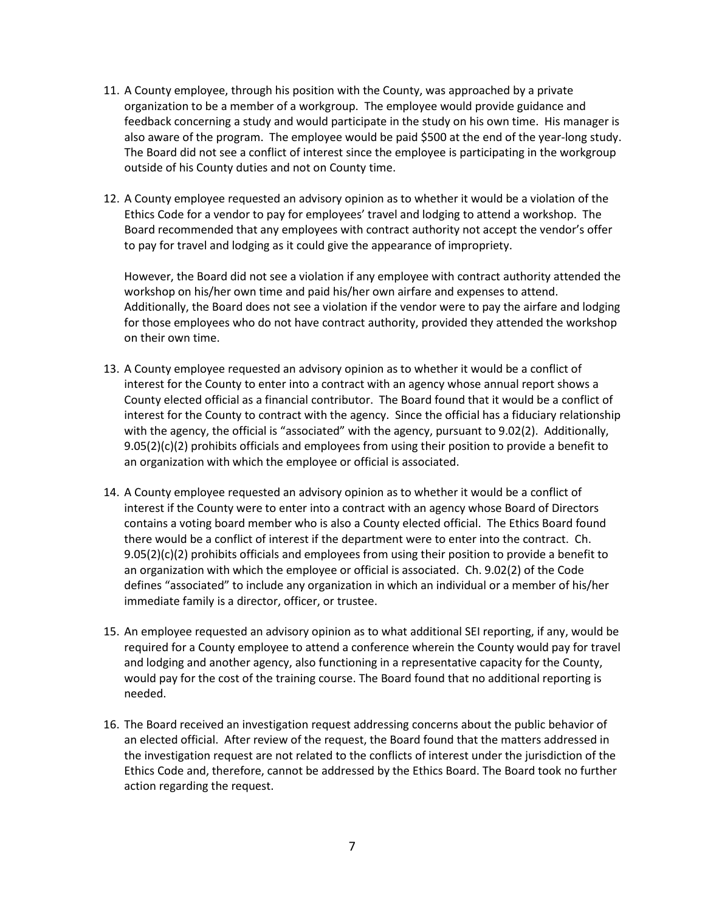11. A County employee, through his position with the County, was approached by a private organization to be a member of a workgroup. The employee would provide guidance and feedback concerning a study and would participate in the study on his own time. His manager is also aware of the program. The employee would be paid $500 at the end of the year-long study. The Board did not see a conflict of interest since the employee is participating in the workgroup outside of his County duties and not on County time.

12. A County employee requested an advisory opinion as to whether it would be a violation of the Ethics Code for a vendor to pay for employees' travel and lodging to attend a workshop. The Board recommended that any employees with contract authority not accept the vendor's offer to pay for travel and lodging as it could give the appearance of impropriety.

    However, the Board did not see a violation if any employee with contract authority attended the workshop on his/her own time and paid his/her own airfare and expenses to attend. Additionally, the Board does not see a violation if the vendor were to pay the airfare and lodging for those employees who do not have contract authority, provided they attended the workshop on their own time.

13. A County employee requested an advisory opinion as to whether it would be a conflict of interest for the County to enter into a contract with an agency whose annual report shows a County elected official as a financial contributor. The Board found that it would be a conflict of interest for the County to contract with the agency. Since the official has a fiduciary relationship with the agency, the official is "associated" with the agency, pursuant to 9.02(2). Additionally, 9.05(2)(c)(2) prohibits officials and employees from using their position to provide a benefit to an organization with which the employee or official is associated.

14. A County employee requested an advisory opinion as to whether it would be a conflict of interest if the County were to enter into a contract with an agency whose Board of Directors contains a voting board member who is also a County elected official. The Ethics Board found there would be a conflict of interest if the department were to enter into the contract. Ch. 9.05(2)(c)(2) prohibits officials and employees from using their position to provide a benefit to an organization with which the employee or official is associated. Ch. 9.02(2) of the Code defines "associated" to include any organization in which an individual or a member of his/her immediate family is a director, officer, or trustee.

15. An employee requested an advisory opinion as to what additional SEI reporting, if any, would be required for a County employee to attend a conference wherein the County would pay for travel and lodging and another agency, also functioning in a representative capacity for the County, would pay for the cost of the training course. The Board found that no additional reporting is needed.

16. The Board received an investigation request addressing concerns about the public behavior of an elected official. After review of the request, the Board found that the matters addressed in the investigation request are not related to the conflicts of interest under the jurisdiction of the Ethics Code and, therefore, cannot be addressed by the Ethics Board. The Board took no further action regarding the request.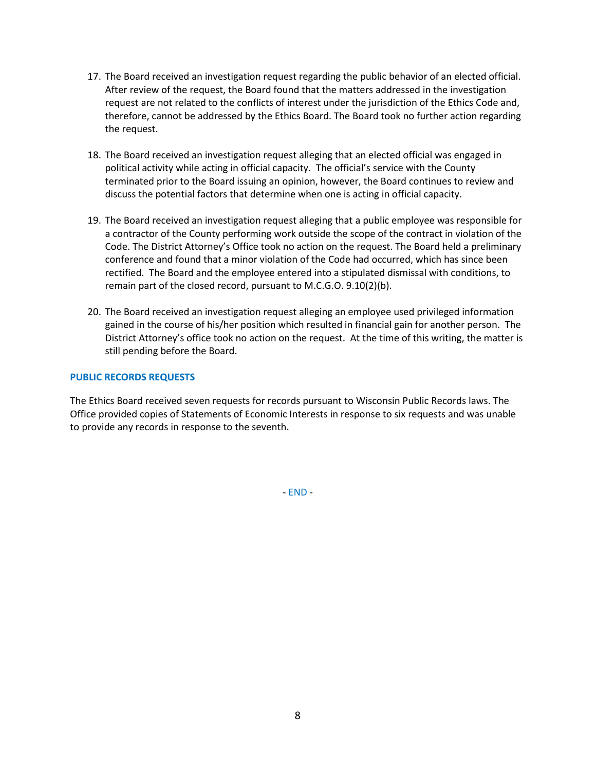17. The Board received an investigation request regarding the public behavior of an elected official. After review of the request, the Board found that the matters addressed in the investigation request are not related to the conflicts of interest under the jurisdiction of the Ethics Code and, therefore, cannot be addressed by the Ethics Board. The Board took no further action regarding the request.

18. The Board received an investigation request alleging that an elected official was engaged in political activity while acting in official capacity. The official's service with the County terminated prior to the Board issuing an opinion, however, the Board continues to review and discuss the potential factors that determine when one is acting in official capacity.

19. The Board received an investigation request alleging that a public employee was responsible for a contractor of the County performing work outside the scope of the contract in violation of the Code. The District Attorney's Office took no action on the request. The Board held a preliminary conference and found that a minor violation of the Code had occurred, which has since been rectified. The Board and the employee entered into a stipulated dismissal with conditions, to remain part of the closed record, pursuant to M.C.G.O. 9.10(2)(b).

20. The Board received an investigation request alleging an employee used privileged information gained in the course of his/her position which resulted in financial gain for another person. The District Attorney's office took no action on the request. At the time of this writing, the matter is still pending before the Board.

## PUBLIC RECORDS REQUESTS

The Ethics Board received seven requests for records pursuant to Wisconsin Public Records laws. The Office provided copies of Statements of Economic Interests in response to six requests and was unable to provide any records in response to the seventh.

- END -